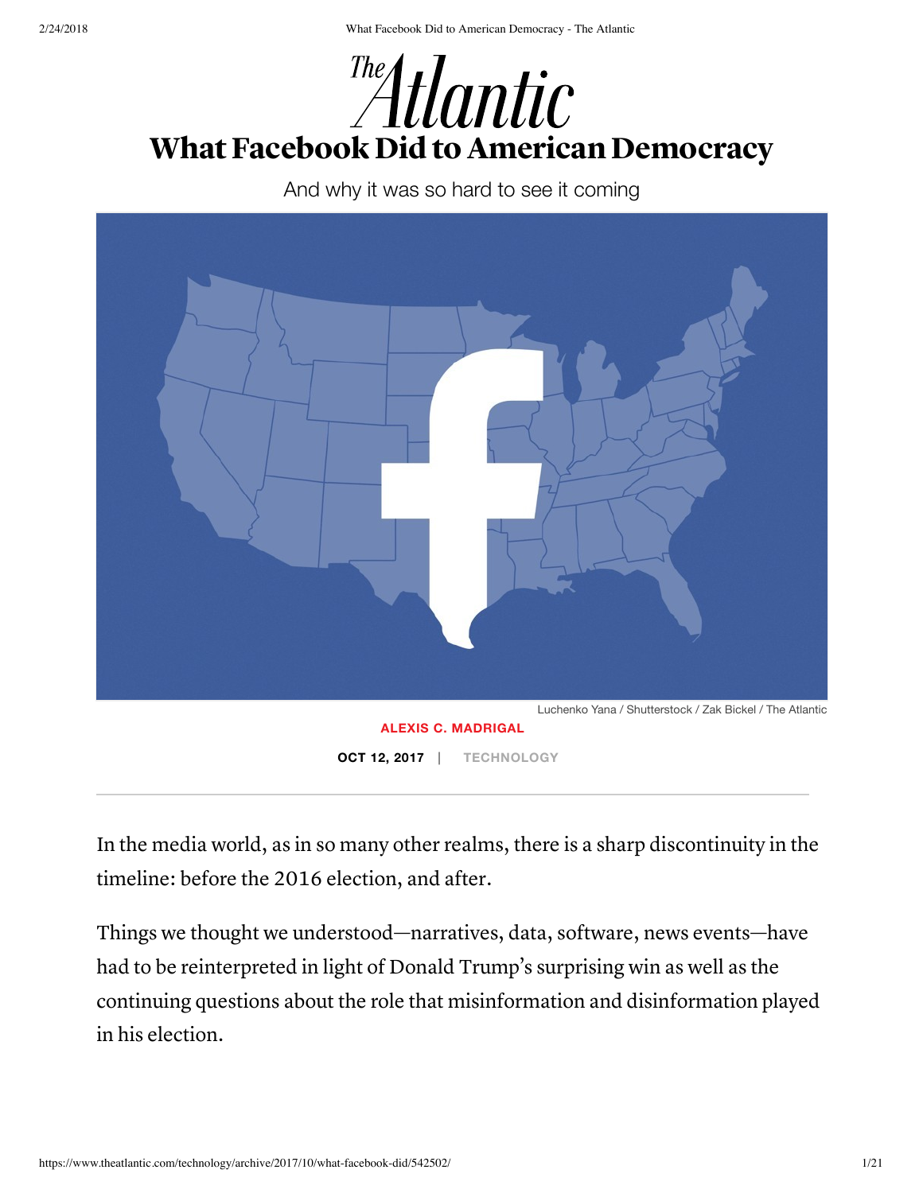# What Facebook Did to American Democracy

And why it was so hard to see it coming

Luchenko Yana / Shutterstock / Zak Bickel / The Atlantic

**ALEXIS C. MADRIGAL**

**OCT 12, 2017** | TECHNOLOGY

---

In the media world, as in so many other realms, there is a sharp discontinuity in the timeline: before the 2016 election, and after.

Things we thought we understood—narratives, data, software, news events—have had to be reinterpreted in light of Donald Trump's surprising win as well as the continuing questions about the role that misinformation and disinformation played in his election.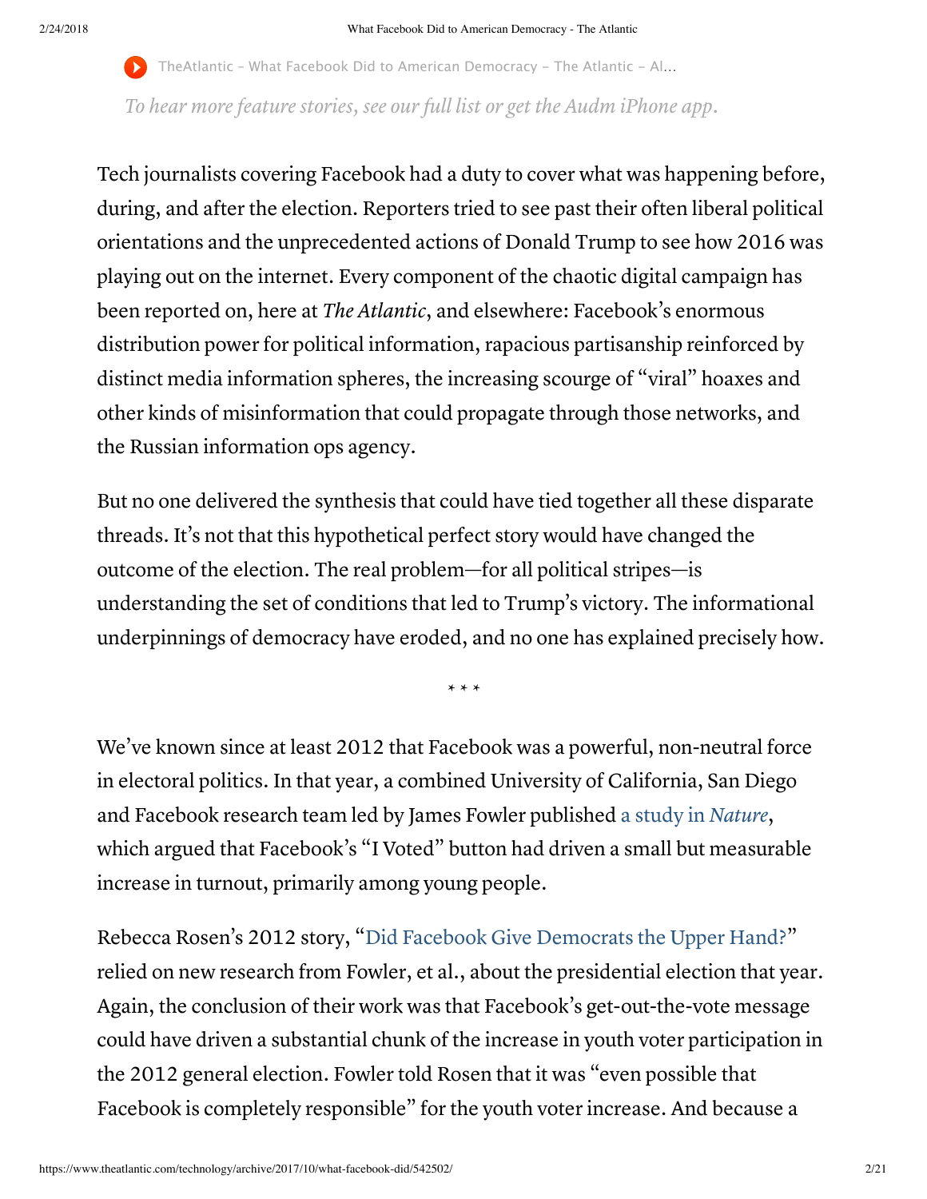TheAtlantic - What Facebook Did to American Democracy - The Atlantic - Al...

*To hear more feature stories, see our full list or get the Audm iPhone app.*

Tech journalists covering Facebook had a duty to cover what was happening before, during, and after the election. Reporters tried to see past their often liberal political orientations and the unprecedented actions of Donald Trump to see how 2016 was playing out on the internet. Every component of the chaotic digital campaign has been reported on, here at *The Atlantic*, and elsewhere: Facebook's enormous distribution power for political information, rapacious partisanship reinforced by distinct media information spheres, the increasing scourge of "viral" hoaxes and other kinds of misinformation that could propagate through those networks, and the Russian information ops agency.

But no one delivered the synthesis that could have tied together all these disparate threads. It's not that this hypothetical perfect story would have changed the outcome of the election. The real problem—for all political stripes—is understanding the set of conditions that led to Trump's victory. The informational underpinnings of democracy have eroded, and no one has explained precisely how.

\* \* \*

We've known since at least 2012 that Facebook was a powerful, non-neutral force in electoral politics. In that year, a combined University of California, San Diego and Facebook research team led by James Fowler published a study in *Nature*, which argued that Facebook's "I Voted" button had driven a small but measurable increase in turnout, primarily among young people.

Rebecca Rosen's 2012 story, "Did Facebook Give Democrats the Upper Hand?" relied on new research from Fowler, et al., about the presidential election that year. Again, the conclusion of their work was that Facebook's get-out-the-vote message could have driven a substantial chunk of the increase in youth voter participation in the 2012 general election. Fowler told Rosen that it was "even possible that Facebook is completely responsible" for the youth voter increase. And because a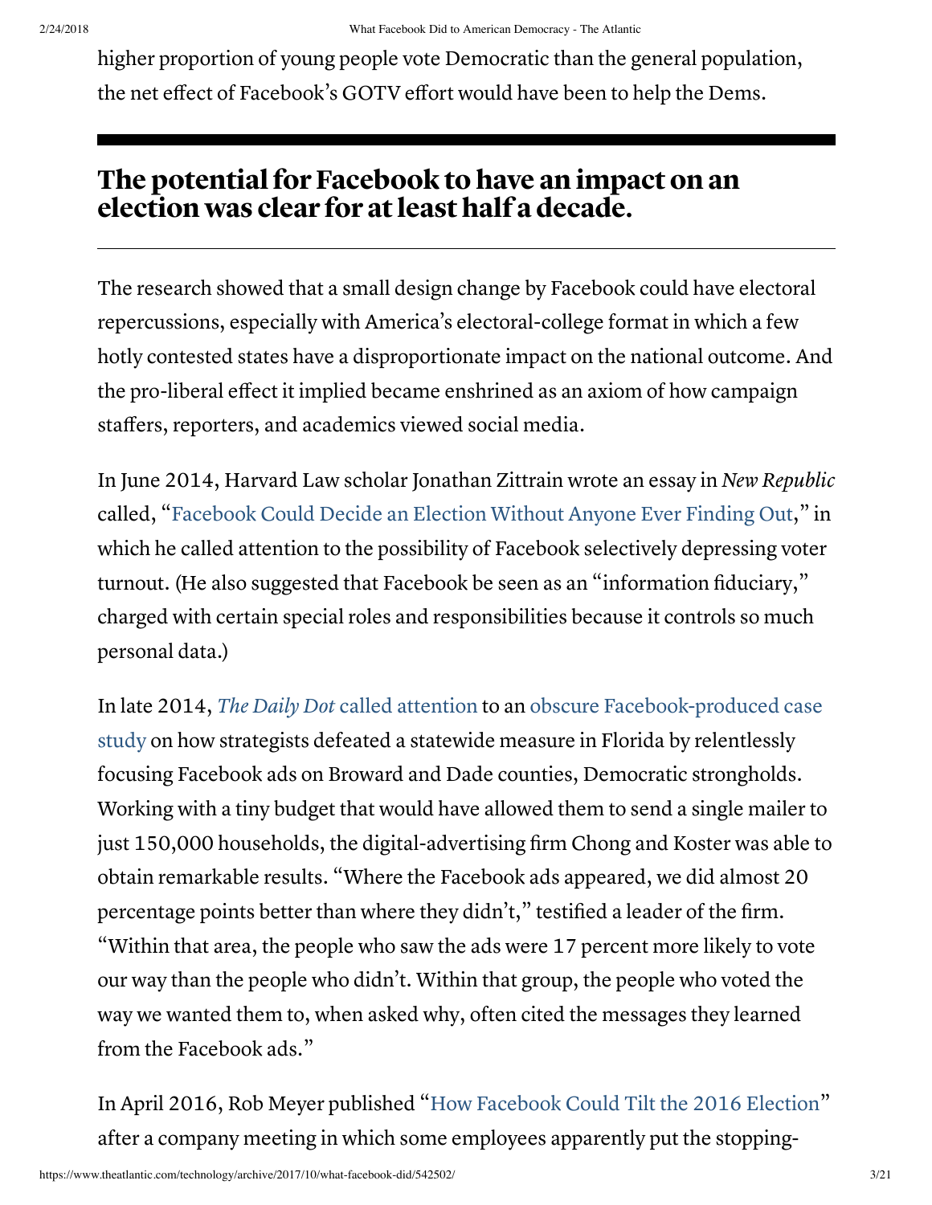higher proportion of young people vote Democratic than the general population, the net effect of Facebook's GOTV effort would have been to help the Dems.

## The potential for Facebook to have an impact on an election was clear for at least half a decade.

The research showed that a small design change by Facebook could have electoral repercussions, especially with America's electoral-college format in which a few hotly contested states have a disproportionate impact on the national outcome. And the pro-liberal effect it implied became enshrined as an axiom of how campaign staffers, reporters, and academics viewed social media.

In June 2014, Harvard Law scholar Jonathan Zittrain wrote an essay in *New Republic* called, "Facebook Could Decide an Election Without Anyone Ever Finding Out," in which he called attention to the possibility of Facebook selectively depressing voter turnout. (He also suggested that Facebook be seen as an "information fiduciary," charged with certain special roles and responsibilities because it controls so much personal data.)

In late 2014, *The Daily Dot* called attention to an obscure Facebook-produced case study on how strategists defeated a statewide measure in Florida by relentlessly focusing Facebook ads on Broward and Dade counties, Democratic strongholds. Working with a tiny budget that would have allowed them to send a single mailer to just 150,000 households, the digital-advertising firm Chong and Koster was able to obtain remarkable results. "Where the Facebook ads appeared, we did almost 20 percentage points better than where they didn't," testified a leader of the firm. "Within that area, the people who saw the ads were 17 percent more likely to vote our way than the people who didn't. Within that group, the people who voted the way we wanted them to, when asked why, often cited the messages they learned from the Facebook ads."

In April 2016, Rob Meyer published "How Facebook Could Tilt the 2016 Election" after a company meeting in which some employees apparently put the stopping-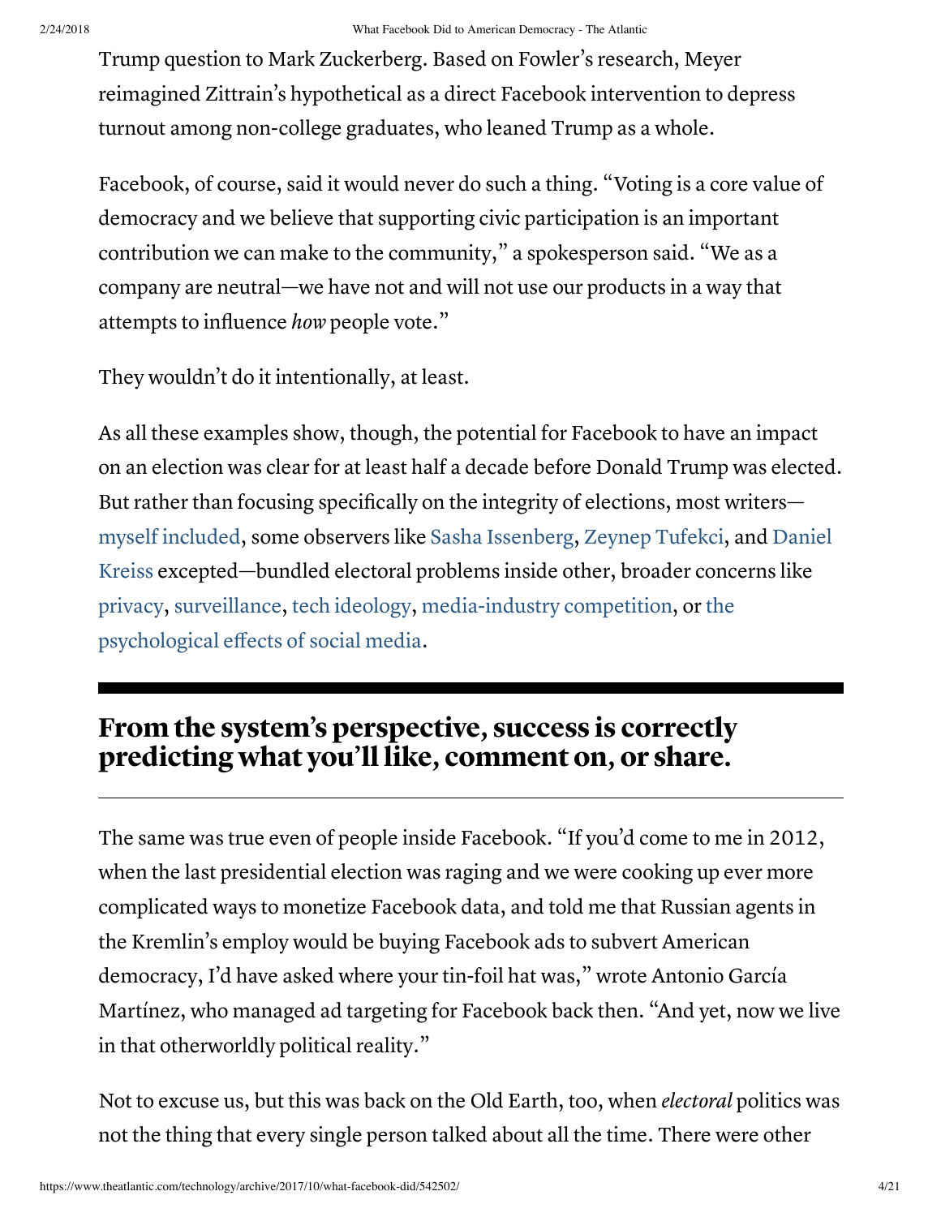Trump question to Mark Zuckerberg. Based on Fowler's research, Meyer reimagined Zittrain's hypothetical as a direct Facebook intervention to depress turnout among non-college graduates, who leaned Trump as a whole.

Facebook, of course, said it would never do such a thing. "Voting is a core value of democracy and we believe that supporting civic participation is an important contribution we can make to the community," a spokesperson said. "We as a company are neutral—we have not and will not use our products in a way that attempts to influence *how* people vote."

They wouldn't do it intentionally, at least.

As all these examples show, though, the potential for Facebook to have an impact on an election was clear for at least half a decade before Donald Trump was elected. But rather than focusing specifically on the integrity of elections, most writers—myself included, some observers like Sasha Issenberg, Zeynep Tufekci, and Daniel Kreiss excepted—bundled electoral problems inside other, broader concerns like privacy, surveillance, tech ideology, media-industry competition, or the psychological effects of social media.

## From the system's perspective, success is correctly predicting what you'll like, comment on, or share.

The same was true even of people inside Facebook. "If you'd come to me in 2012, when the last presidential election was raging and we were cooking up ever more complicated ways to monetize Facebook data, and told me that Russian agents in the Kremlin's employ would be buying Facebook ads to subvert American democracy, I'd have asked where your tin-foil hat was," wrote Antonio García Martínez, who managed ad targeting for Facebook back then. "And yet, now we live in that otherworldly political reality."

Not to excuse us, but this was back on the Old Earth, too, when *electoral* politics was not the thing that every single person talked about all the time. There were other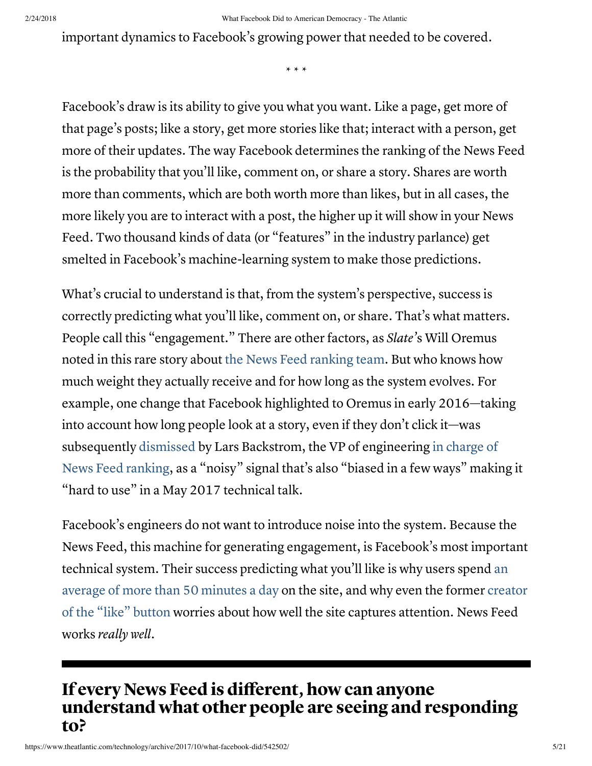important dynamics to Facebook's growing power that needed to be covered.

\* \* \*

Facebook's draw is its ability to give you what you want. Like a page, get more of that page's posts; like a story, get more stories like that; interact with a person, get more of their updates. The way Facebook determines the ranking of the News Feed is the probability that you'll like, comment on, or share a story. Shares are worth more than comments, which are both worth more than likes, but in all cases, the more likely you are to interact with a post, the higher up it will show in your News Feed. Two thousand kinds of data (or "features" in the industry parlance) get smelted in Facebook's machine-learning system to make those predictions.

What's crucial to understand is that, from the system's perspective, success is correctly predicting what you'll like, comment on, or share. That's what matters. People call this "engagement." There are other factors, as *Slate*'s Will Oremus noted in this rare story about the News Feed ranking team. But who knows how much weight they actually receive and for how long as the system evolves. For example, one change that Facebook highlighted to Oremus in early 2016—taking into account how long people look at a story, even if they don't click it—was subsequently dismissed by Lars Backstrom, the VP of engineering in charge of News Feed ranking, as a "noisy" signal that's also "biased in a few ways" making it "hard to use" in a May 2017 technical talk.

Facebook's engineers do not want to introduce noise into the system. Because the News Feed, this machine for generating engagement, is Facebook's most important technical system. Their success predicting what you'll like is why users spend an average of more than 50 minutes a day on the site, and why even the former creator of the "like" button worries about how well the site captures attention. News Feed works *really well*.

## If every News Feed is different, how can anyone understand what other people are seeing and responding to?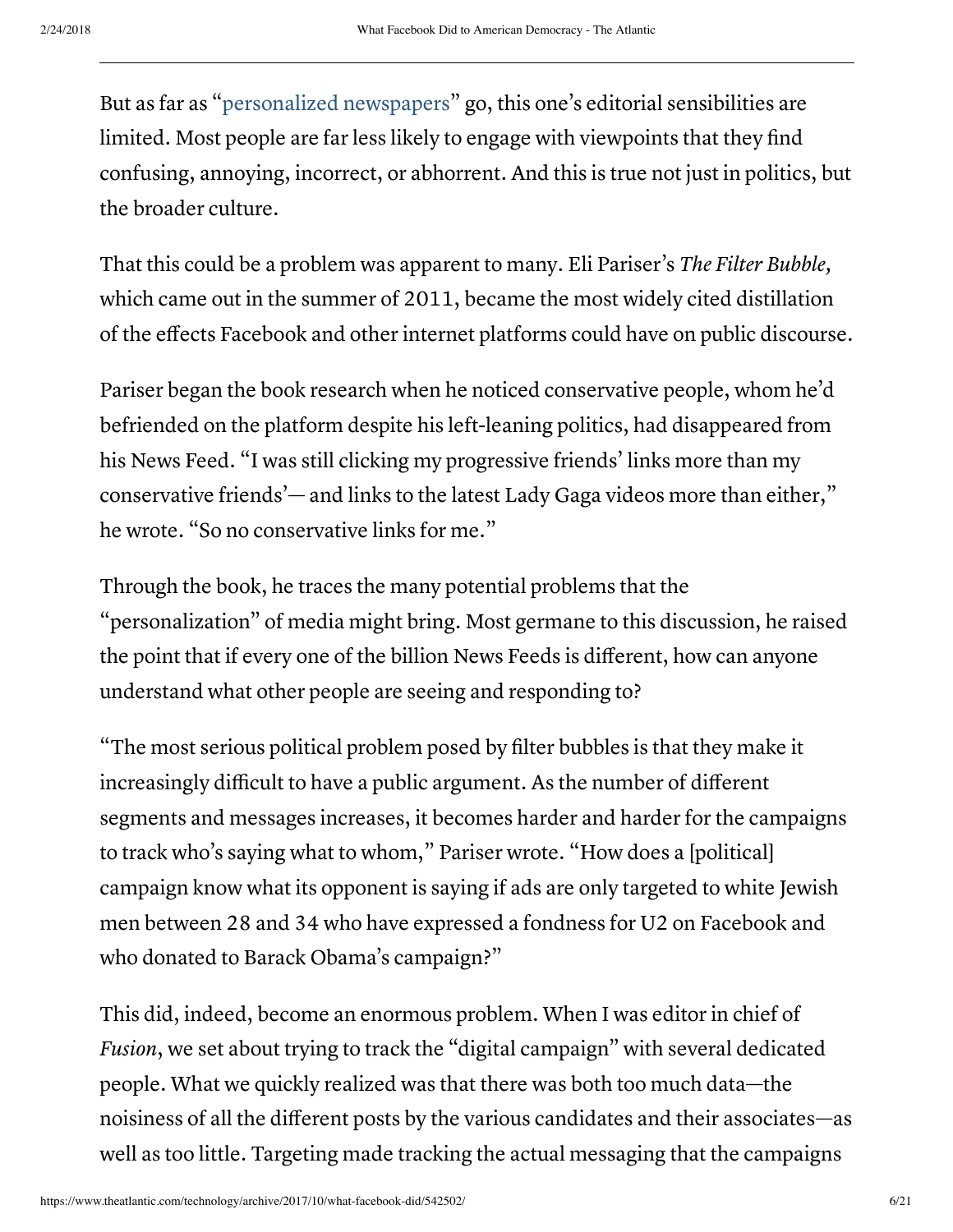But as far as "personalized newspapers" go, this one's editorial sensibilities are limited. Most people are far less likely to engage with viewpoints that they find confusing, annoying, incorrect, or abhorrent. And this is true not just in politics, but the broader culture.

That this could be a problem was apparent to many. Eli Pariser's *The Filter Bubble,* which came out in the summer of 2011, became the most widely cited distillation of the effects Facebook and other internet platforms could have on public discourse.

Pariser began the book research when he noticed conservative people, whom he'd befriended on the platform despite his left-leaning politics, had disappeared from his News Feed. "I was still clicking my progressive friends' links more than my conservative friends'— and links to the latest Lady Gaga videos more than either," he wrote. "So no conservative links for me."

Through the book, he traces the many potential problems that the "personalization" of media might bring. Most germane to this discussion, he raised the point that if every one of the billion News Feeds is different, how can anyone understand what other people are seeing and responding to?

"The most serious political problem posed by filter bubbles is that they make it increasingly difficult to have a public argument. As the number of different segments and messages increases, it becomes harder and harder for the campaigns to track who's saying what to whom," Pariser wrote. "How does a [political] campaign know what its opponent is saying if ads are only targeted to white Jewish men between 28 and 34 who have expressed a fondness for U2 on Facebook and who donated to Barack Obama's campaign?"

This did, indeed, become an enormous problem. When I was editor in chief of *Fusion*, we set about trying to track the "digital campaign" with several dedicated people. What we quickly realized was that there was both too much data—the noisiness of all the different posts by the various candidates and their associates—as well as too little. Targeting made tracking the actual messaging that the campaigns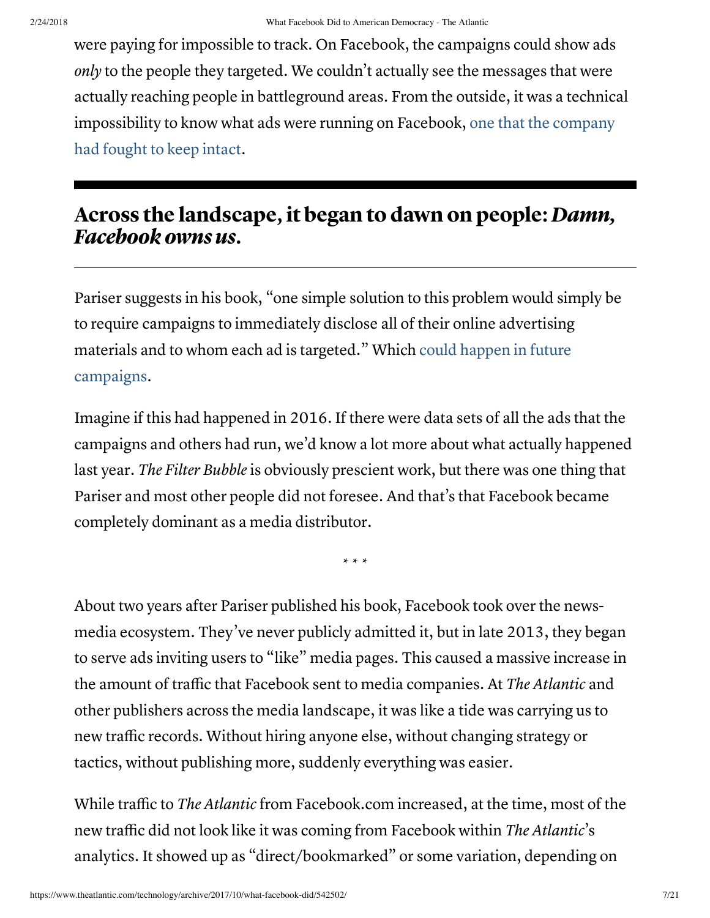were paying for impossible to track. On Facebook, the campaigns could show ads *only* to the people they targeted. We couldn't actually see the messages that were actually reaching people in battleground areas. From the outside, it was a technical impossibility to know what ads were running on Facebook, one that the company had fought to keep intact.

## Across the landscape, it began to dawn on people: *Damn, Facebook owns us.*

Pariser suggests in his book, "one simple solution to this problem would simply be to require campaigns to immediately disclose all of their online advertising materials and to whom each ad is targeted." Which could happen in future campaigns.

Imagine if this had happened in 2016. If there were data sets of all the ads that the campaigns and others had run, we'd know a lot more about what actually happened last year. *The Filter Bubble* is obviously prescient work, but there was one thing that Pariser and most other people did not foresee. And that's that Facebook became completely dominant as a media distributor.

\* \* \*

About two years after Pariser published his book, Facebook took over the news-media ecosystem. They've never publicly admitted it, but in late 2013, they began to serve ads inviting users to "like" media pages. This caused a massive increase in the amount of traffic that Facebook sent to media companies. At *The Atlantic* and other publishers across the media landscape, it was like a tide was carrying us to new traffic records. Without hiring anyone else, without changing strategy or tactics, without publishing more, suddenly everything was easier.

While traffic to *The Atlantic* from Facebook.com increased, at the time, most of the new traffic did not look like it was coming from Facebook within *The Atlantic*'s analytics. It showed up as "direct/bookmarked" or some variation, depending on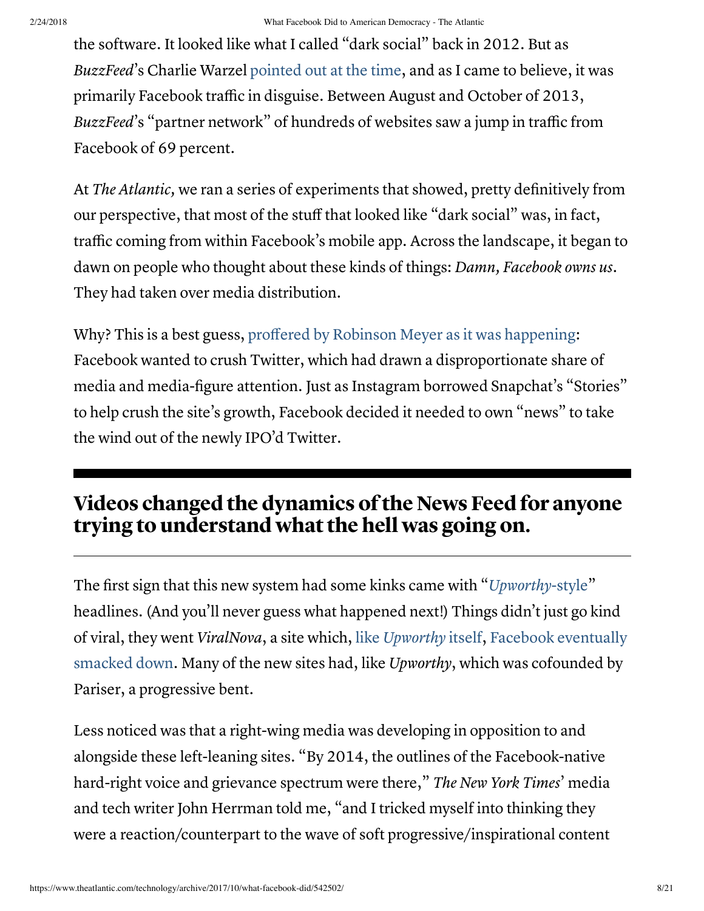the software. It looked like what I called "dark social" back in 2012. But as *BuzzFeed*'s Charlie Warzel pointed out at the time, and as I came to believe, it was primarily Facebook traffic in disguise. Between August and October of 2013, *BuzzFeed*'s "partner network" of hundreds of websites saw a jump in traffic from Facebook of 69 percent.

At *The Atlantic,* we ran a series of experiments that showed, pretty definitively from our perspective, that most of the stuff that looked like "dark social" was, in fact, traffic coming from within Facebook's mobile app. Across the landscape, it began to dawn on people who thought about these kinds of things: *Damn, Facebook owns us*. They had taken over media distribution.

Why? This is a best guess, proffered by Robinson Meyer as it was happening: Facebook wanted to crush Twitter, which had drawn a disproportionate share of media and media-figure attention. Just as Instagram borrowed Snapchat's "Stories" to help crush the site's growth, Facebook decided it needed to own "news" to take the wind out of the newly IPO'd Twitter.

---

## Videos changed the dynamics of the News Feed for anyone trying to understand what the hell was going on.

---

The first sign that this new system had some kinks came with "*Upworthy*-style" headlines. (And you'll never guess what happened next!) Things didn't just go kind of viral, they went *ViralNova*, a site which, like *Upworthy* itself, Facebook eventually smacked down. Many of the new sites had, like *Upworthy*, which was cofounded by Pariser, a progressive bent.

Less noticed was that a right-wing media was developing in opposition to and alongside these left-leaning sites. "By 2014, the outlines of the Facebook-native hard-right voice and grievance spectrum were there," *The New York Times*' media and tech writer John Herrman told me, "and I tricked myself into thinking they were a reaction/counterpart to the wave of soft progressive/inspirational content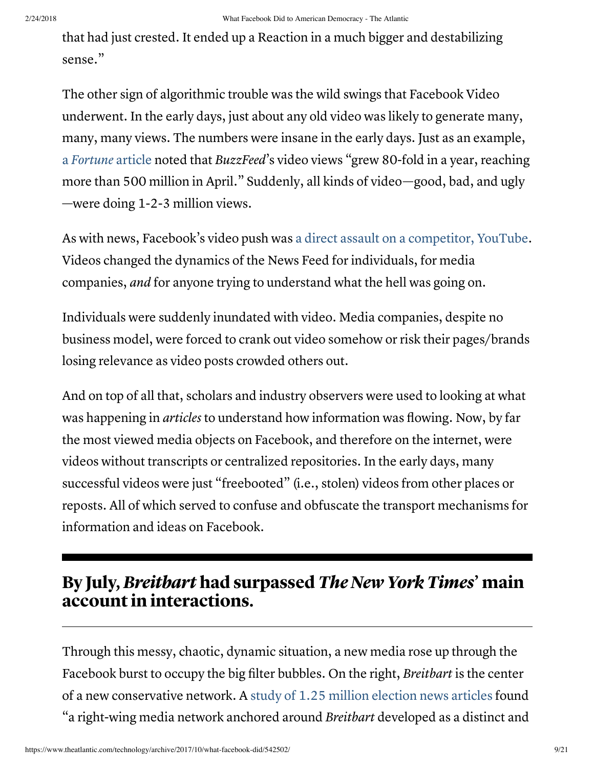that had just crested. It ended up a Reaction in a much bigger and destabilizing sense."

The other sign of algorithmic trouble was the wild swings that Facebook Video underwent. In the early days, just about any old video was likely to generate many, many, many views. The numbers were insane in the early days. Just as an example, a *Fortune* article noted that *BuzzFeed*'s video views "grew 80-fold in a year, reaching more than 500 million in April." Suddenly, all kinds of video—good, bad, and ugly —were doing 1-2-3 million views.

As with news, Facebook's video push was a direct assault on a competitor, YouTube. Videos changed the dynamics of the News Feed for individuals, for media companies, *and* for anyone trying to understand what the hell was going on.

Individuals were suddenly inundated with video. Media companies, despite no business model, were forced to crank out video somehow or risk their pages/brands losing relevance as video posts crowded others out.

And on top of all that, scholars and industry observers were used to looking at what was happening in *articles* to understand how information was flowing. Now, by far the most viewed media objects on Facebook, and therefore on the internet, were videos without transcripts or centralized repositories. In the early days, many successful videos were just "freebooted" (i.e., stolen) videos from other places or reposts. All of which served to confuse and obfuscate the transport mechanisms for information and ideas on Facebook.

## By July, *Breitbart* had surpassed *The New York Times*' main account in interactions.

Through this messy, chaotic, dynamic situation, a new media rose up through the Facebook burst to occupy the big filter bubbles. On the right, *Breitbart* is the center of a new conservative network. A study of 1.25 million election news articles found "a right-wing media network anchored around *Breitbart* developed as a distinct and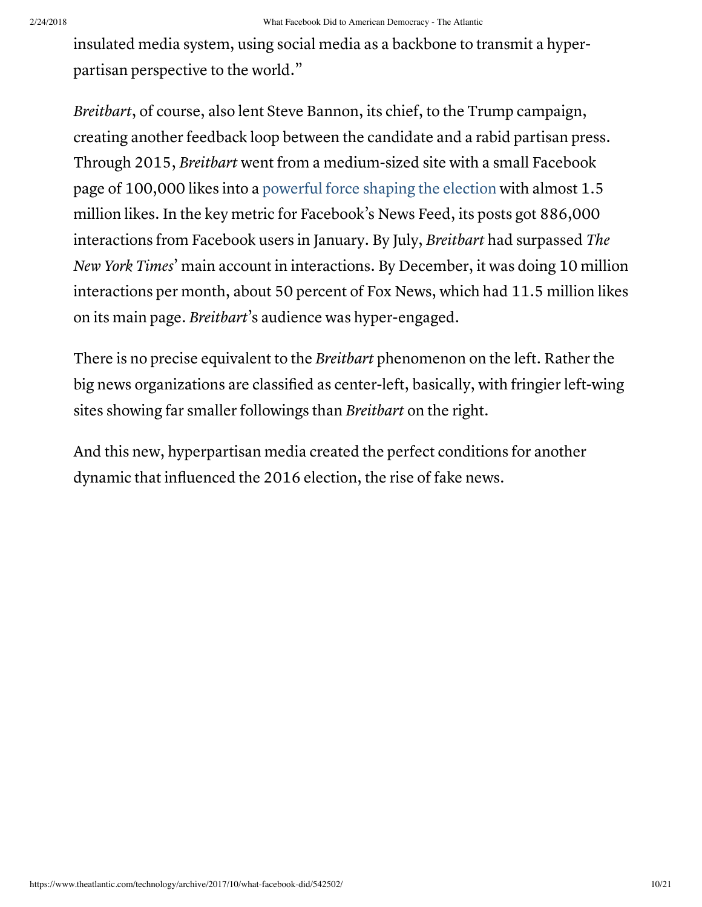insulated media system, using social media as a backbone to transmit a hyper-partisan perspective to the world."

*Breitbart*, of course, also lent Steve Bannon, its chief, to the Trump campaign, creating another feedback loop between the candidate and a rabid partisan press. Through 2015, *Breitbart* went from a medium-sized site with a small Facebook page of 100,000 likes into a powerful force shaping the election with almost 1.5 million likes. In the key metric for Facebook's News Feed, its posts got 886,000 interactions from Facebook users in January. By July, *Breitbart* had surpassed *The New York Times*' main account in interactions. By December, it was doing 10 million interactions per month, about 50 percent of Fox News, which had 11.5 million likes on its main page. *Breitbart*'s audience was hyper-engaged.

There is no precise equivalent to the *Breitbart* phenomenon on the left. Rather the big news organizations are classified as center-left, basically, with fringier left-wing sites showing far smaller followings than *Breitbart* on the right.

And this new, hyperpartisan media created the perfect conditions for another dynamic that influenced the 2016 election, the rise of fake news.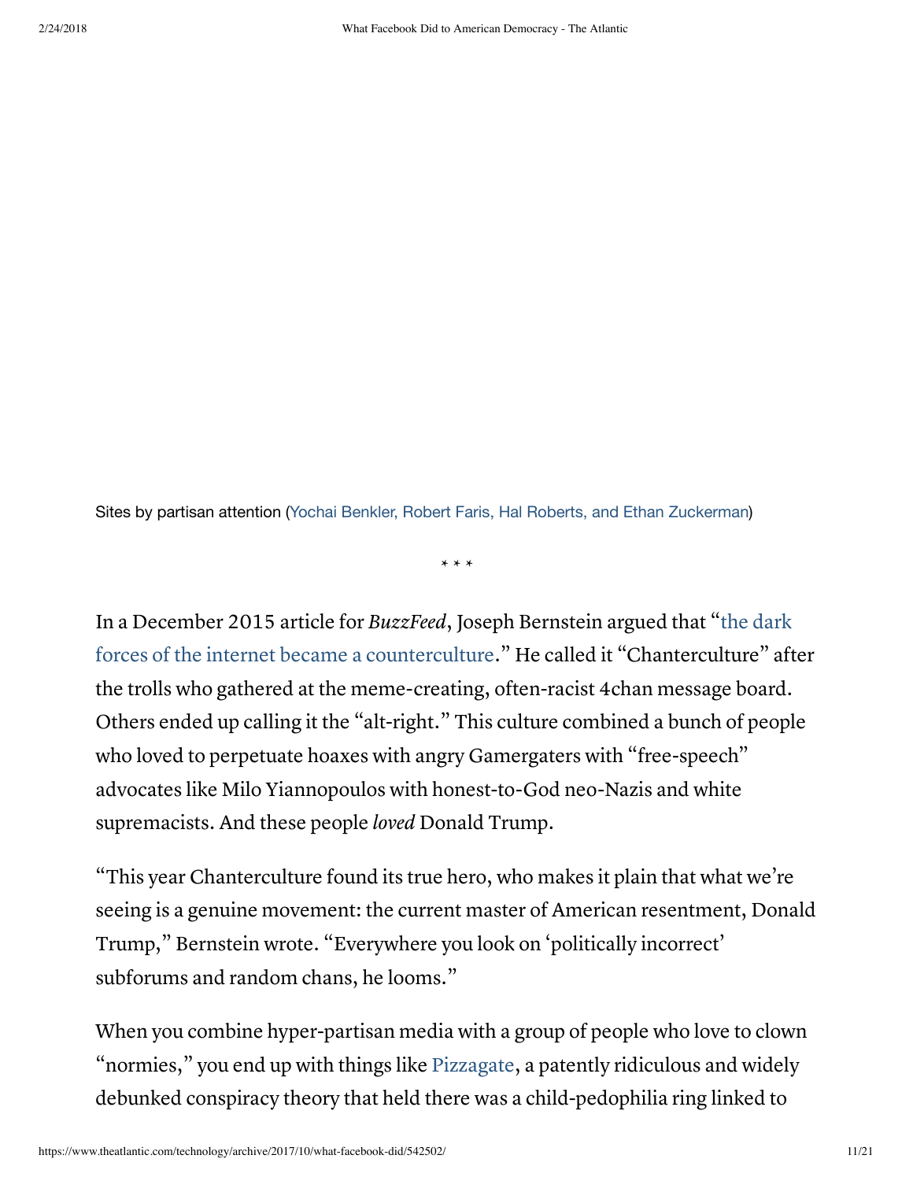Sites by partisan attention (Yochai Benkler, Robert Faris, Hal Roberts, and Ethan Zuckerman)

* * *

In a December 2015 article for *BuzzFeed*, Joseph Bernstein argued that "the dark forces of the internet became a counterculture." He called it "Chanterculture" after the trolls who gathered at the meme-creating, often-racist 4chan message board. Others ended up calling it the "alt-right." This culture combined a bunch of people who loved to perpetuate hoaxes with angry Gamergaters with "free-speech" advocates like Milo Yiannopoulos with honest-to-God neo-Nazis and white supremacists. And these people *loved* Donald Trump.

"This year Chanterculture found its true hero, who makes it plain that what we're seeing is a genuine movement: the current master of American resentment, Donald Trump," Bernstein wrote. "Everywhere you look on 'politically incorrect' subforums and random chans, he looms."

When you combine hyper-partisan media with a group of people who love to clown "normies," you end up with things like Pizzagate, a patently ridiculous and widely debunked conspiracy theory that held there was a child-pedophilia ring linked to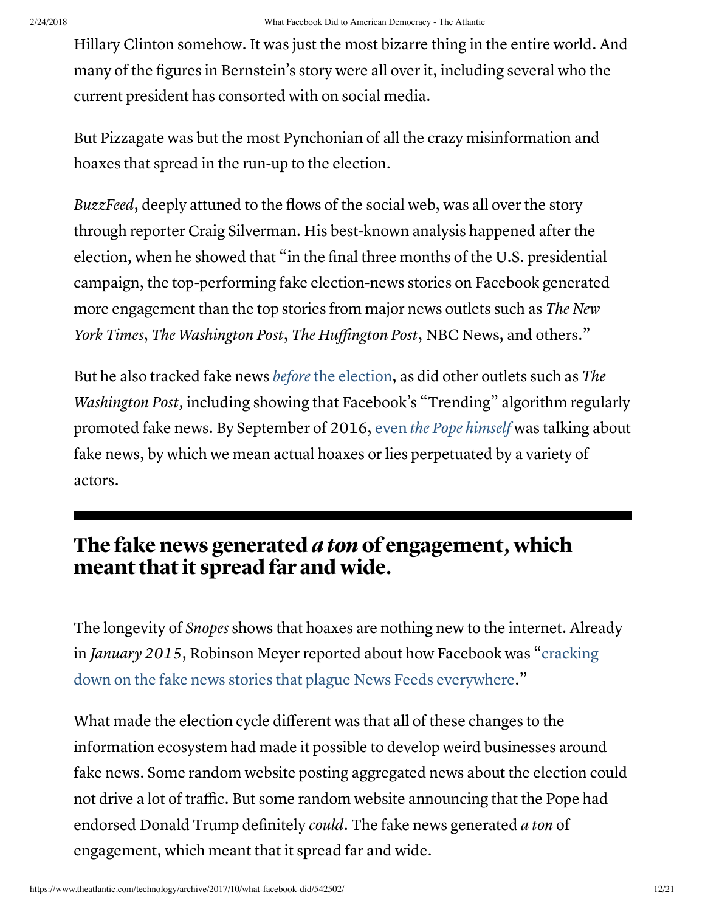Hillary Clinton somehow. It was just the most bizarre thing in the entire world. And many of the figures in Bernstein's story were all over it, including several who the current president has consorted with on social media.

But Pizzagate was but the most Pynchonian of all the crazy misinformation and hoaxes that spread in the run-up to the election.

*BuzzFeed*, deeply attuned to the flows of the social web, was all over the story through reporter Craig Silverman. His best-known analysis happened after the election, when he showed that "in the final three months of the U.S. presidential campaign, the top-performing fake election-news stories on Facebook generated more engagement than the top stories from major news outlets such as *The New York Times*, *The Washington Post*, *The Huffington Post*, NBC News, and others."

But he also tracked fake news *before* the election, as did other outlets such as *The Washington Post,* including showing that Facebook's "Trending" algorithm regularly promoted fake news. By September of 2016, even *the Pope himself* was talking about fake news, by which we mean actual hoaxes or lies perpetuated by a variety of actors.

## The fake news generated *a ton* of engagement, which meant that it spread far and wide.

The longevity of *Snopes* shows that hoaxes are nothing new to the internet. Already in *January 2015*, Robinson Meyer reported about how Facebook was "cracking down on the fake news stories that plague News Feeds everywhere."

What made the election cycle different was that all of these changes to the information ecosystem had made it possible to develop weird businesses around fake news. Some random website posting aggregated news about the election could not drive a lot of traffic. But some random website announcing that the Pope had endorsed Donald Trump definitely *could*. The fake news generated *a ton* of engagement, which meant that it spread far and wide.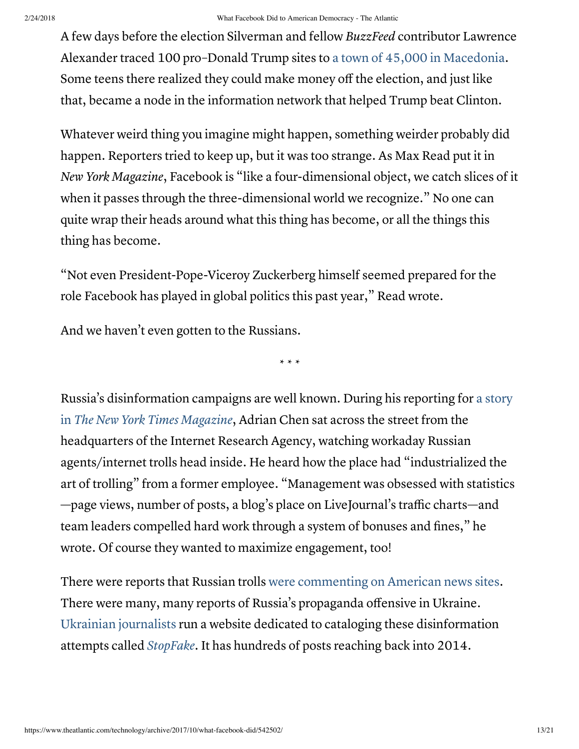A few days before the election Silverman and fellow *BuzzFeed* contributor Lawrence Alexander traced 100 pro–Donald Trump sites to a town of 45,000 in Macedonia. Some teens there realized they could make money off the election, and just like that, became a node in the information network that helped Trump beat Clinton.

Whatever weird thing you imagine might happen, something weirder probably did happen. Reporters tried to keep up, but it was too strange. As Max Read put it in *New York Magazine*, Facebook is "like a four-dimensional object, we catch slices of it when it passes through the three-dimensional world we recognize." No one can quite wrap their heads around what this thing has become, or all the things this thing has become.

"Not even President-Pope-Viceroy Zuckerberg himself seemed prepared for the role Facebook has played in global politics this past year," Read wrote.

And we haven't even gotten to the Russians.

\* \* \*

Russia's disinformation campaigns are well known. During his reporting for a story in *The New York Times Magazine*, Adrian Chen sat across the street from the headquarters of the Internet Research Agency, watching workaday Russian agents/internet trolls head inside. He heard how the place had "industrialized the art of trolling" from a former employee. "Management was obsessed with statistics—page views, number of posts, a blog's place on LiveJournal's traffic charts—and team leaders compelled hard work through a system of bonuses and fines," he wrote. Of course they wanted to maximize engagement, too!

There were reports that Russian trolls were commenting on American news sites. There were many, many reports of Russia's propaganda offensive in Ukraine. Ukrainian journalists run a website dedicated to cataloging these disinformation attempts called *StopFake*. It has hundreds of posts reaching back into 2014.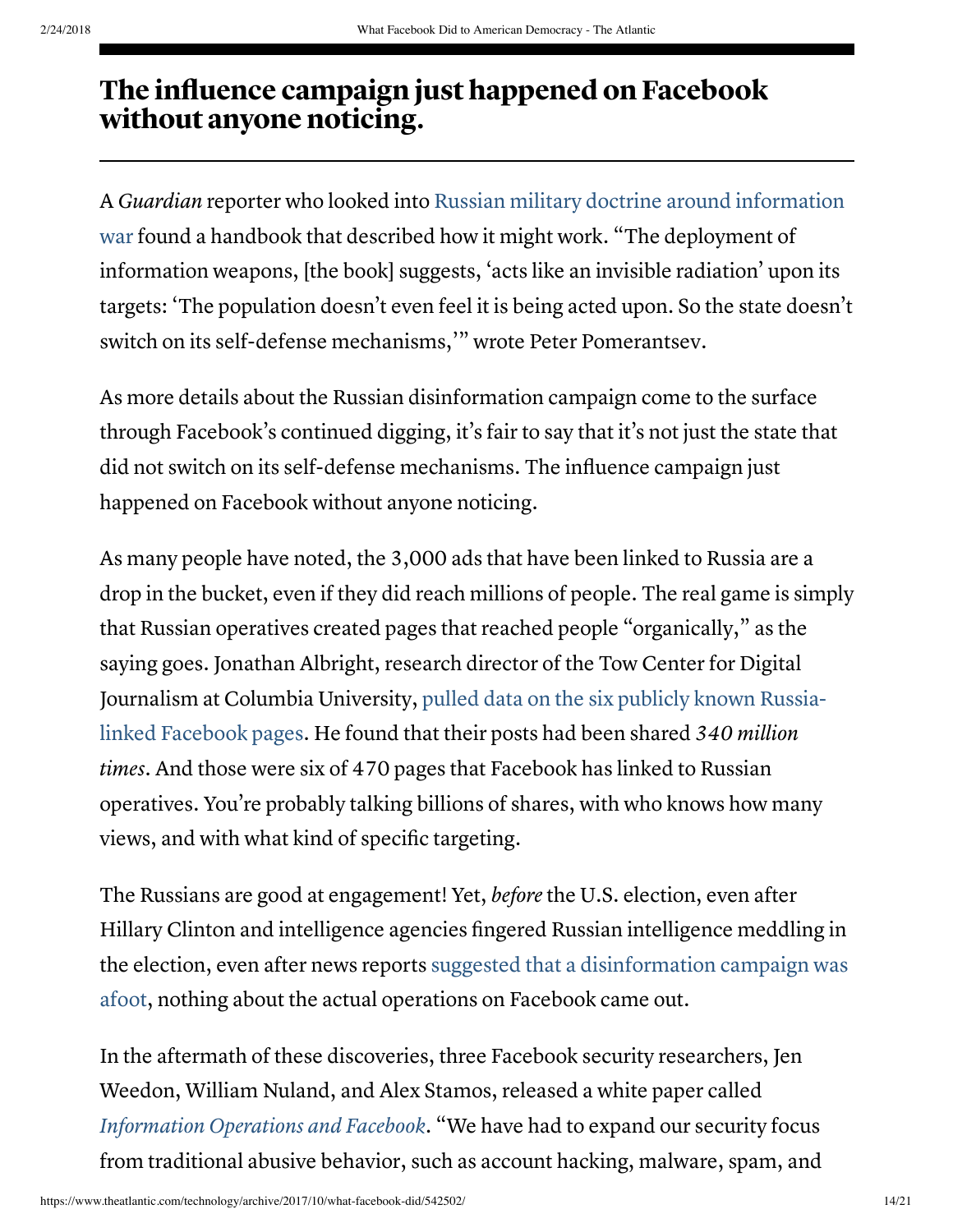## The influence campaign just happened on Facebook without anyone noticing.

A *Guardian* reporter who looked into Russian military doctrine around information war found a handbook that described how it might work. "The deployment of information weapons, [the book] suggests, 'acts like an invisible radiation' upon its targets: 'The population doesn't even feel it is being acted upon. So the state doesn't switch on its self-defense mechanisms,'" wrote Peter Pomerantsev.

As more details about the Russian disinformation campaign come to the surface through Facebook's continued digging, it's fair to say that it's not just the state that did not switch on its self-defense mechanisms. The influence campaign just happened on Facebook without anyone noticing.

As many people have noted, the 3,000 ads that have been linked to Russia are a drop in the bucket, even if they did reach millions of people. The real game is simply that Russian operatives created pages that reached people "organically," as the saying goes. Jonathan Albright, research director of the Tow Center for Digital Journalism at Columbia University, pulled data on the six publicly known Russia-linked Facebook pages. He found that their posts had been shared *340 million times*. And those were six of 470 pages that Facebook has linked to Russian operatives. You're probably talking billions of shares, with who knows how many views, and with what kind of specific targeting.

The Russians are good at engagement! Yet, *before* the U.S. election, even after Hillary Clinton and intelligence agencies fingered Russian intelligence meddling in the election, even after news reports suggested that a disinformation campaign was afoot, nothing about the actual operations on Facebook came out.

In the aftermath of these discoveries, three Facebook security researchers, Jen Weedon, William Nuland, and Alex Stamos, released a white paper called *Information Operations and Facebook*. "We have had to expand our security focus from traditional abusive behavior, such as account hacking, malware, spam, and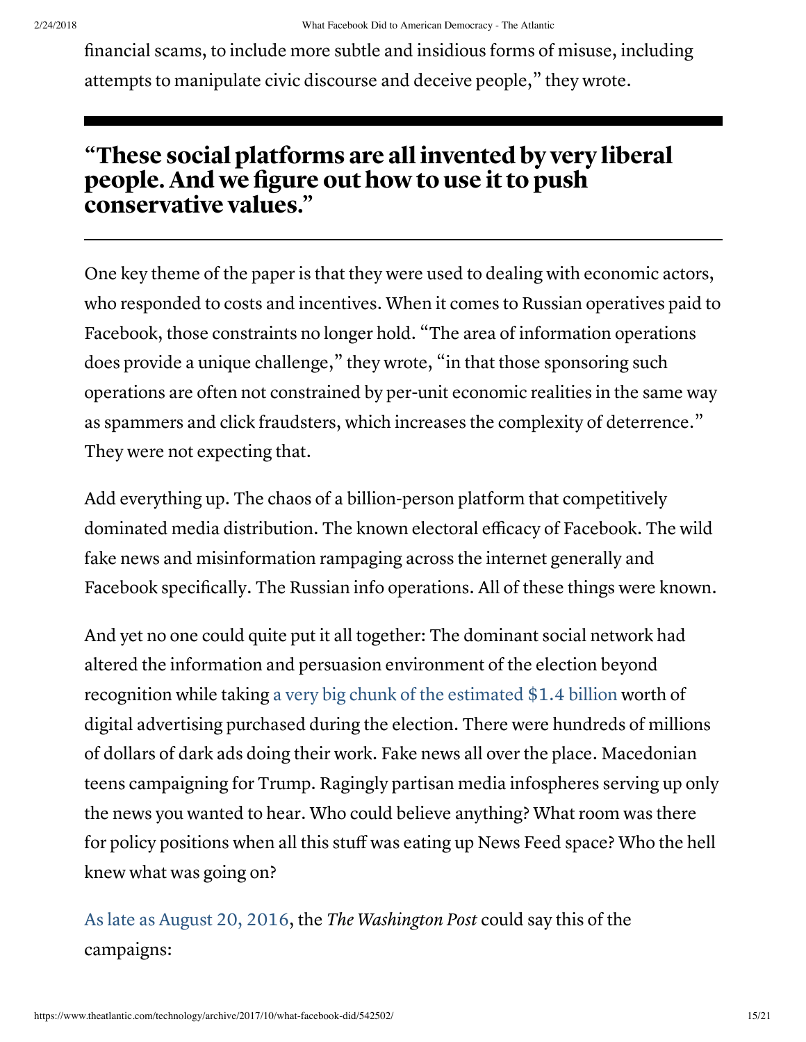financial scams, to include more subtle and insidious forms of misuse, including attempts to manipulate civic discourse and deceive people," they wrote.

---

## "These social platforms are all invented by very liberal people. And we figure out how to use it to push conservative values."

---

One key theme of the paper is that they were used to dealing with economic actors, who responded to costs and incentives. When it comes to Russian operatives paid to Facebook, those constraints no longer hold. "The area of information operations does provide a unique challenge," they wrote, "in that those sponsoring such operations are often not constrained by per-unit economic realities in the same way as spammers and click fraudsters, which increases the complexity of deterrence." They were not expecting that.

Add everything up. The chaos of a billion-person platform that competitively dominated media distribution. The known electoral efficacy of Facebook. The wild fake news and misinformation rampaging across the internet generally and Facebook specifically. The Russian info operations. All of these things were known.

And yet no one could quite put it all together: The dominant social network had altered the information and persuasion environment of the election beyond recognition while taking a very big chunk of the estimated $1.4 billion worth of digital advertising purchased during the election. There were hundreds of millions of dollars of dark ads doing their work. Fake news all over the place. Macedonian teens campaigning for Trump. Ragingly partisan media infospheres serving up only the news you wanted to hear. Who could believe anything? What room was there for policy positions when all this stuff was eating up News Feed space? Who the hell knew what was going on?

As late as August 20, 2016, the *The Washington Post* could say this of the campaigns: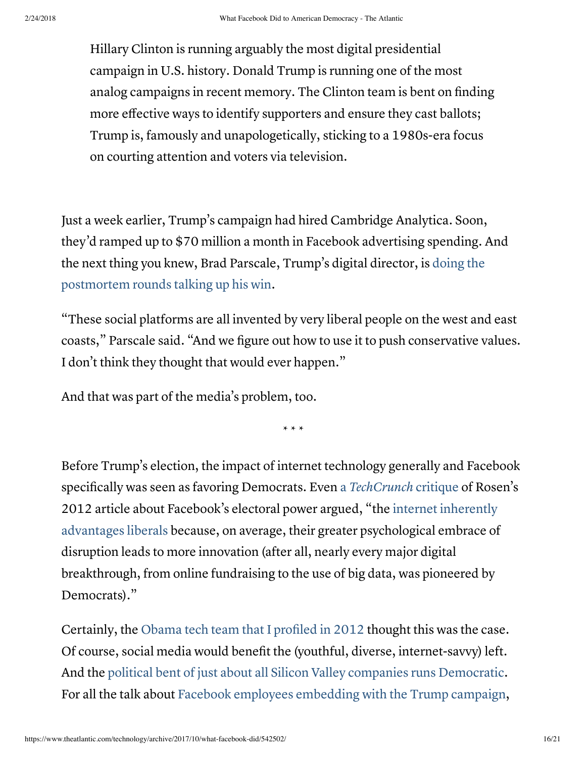> Hillary Clinton is running arguably the most digital presidential campaign in U.S. history. Donald Trump is running one of the most analog campaigns in recent memory. The Clinton team is bent on finding more effective ways to identify supporters and ensure they cast ballots; Trump is, famously and unapologetically, sticking to a 1980s-era focus on courting attention and voters via television.

Just a week earlier, Trump's campaign had hired Cambridge Analytica. Soon, they'd ramped up to $70 million a month in Facebook advertising spending. And the next thing you knew, Brad Parscale, Trump's digital director, is doing the postmortem rounds talking up his win.

"These social platforms are all invented by very liberal people on the west and east coasts," Parscale said. "And we figure out how to use it to push conservative values. I don't think they thought that would ever happen."

And that was part of the media's problem, too.

\* \* \*

Before Trump's election, the impact of internet technology generally and Facebook specifically was seen as favoring Democrats. Even a *TechCrunch* critique of Rosen's 2012 article about Facebook's electoral power argued, "the internet inherently advantages liberals because, on average, their greater psychological embrace of disruption leads to more innovation (after all, nearly every major digital breakthrough, from online fundraising to the use of big data, was pioneered by Democrats)."

Certainly, the Obama tech team that I profiled in 2012 thought this was the case. Of course, social media would benefit the (youthful, diverse, internet-savvy) left. And the political bent of just about all Silicon Valley companies runs Democratic. For all the talk about Facebook employees embedding with the Trump campaign,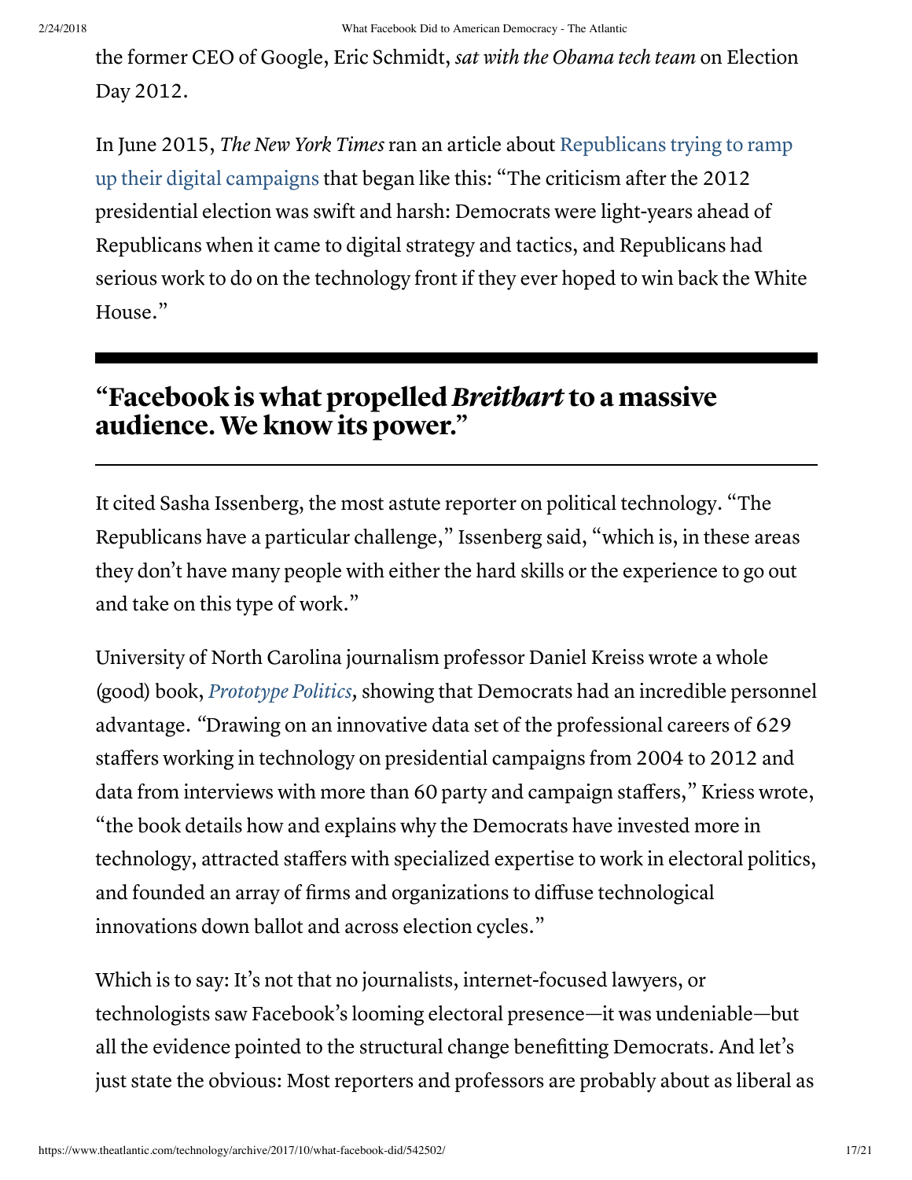the former CEO of Google, Eric Schmidt, *sat with the Obama tech team* on Election Day 2012.

In June 2015, *The New York Times* ran an article about Republicans trying to ramp up their digital campaigns that began like this: "The criticism after the 2012 presidential election was swift and harsh: Democrats were light-years ahead of Republicans when it came to digital strategy and tactics, and Republicans had serious work to do on the technology front if they ever hoped to win back the White House."

> **"Facebook is what propelled *Breitbart* to a massive audience. We know its power."**

It cited Sasha Issenberg, the most astute reporter on political technology. "The Republicans have a particular challenge," Issenberg said, "which is, in these areas they don't have many people with either the hard skills or the experience to go out and take on this type of work."

University of North Carolina journalism professor Daniel Kreiss wrote a whole (good) book, *Prototype Politics*, showing that Democrats had an incredible personnel advantage. "Drawing on an innovative data set of the professional careers of 629 staffers working in technology on presidential campaigns from 2004 to 2012 and data from interviews with more than 60 party and campaign staffers," Kriess wrote, "the book details how and explains why the Democrats have invested more in technology, attracted staffers with specialized expertise to work in electoral politics, and founded an array of firms and organizations to diffuse technological innovations down ballot and across election cycles."

Which is to say: It's not that no journalists, internet-focused lawyers, or technologists saw Facebook's looming electoral presence—it was undeniable—but all the evidence pointed to the structural change benefitting Democrats. And let's just state the obvious: Most reporters and professors are probably about as liberal as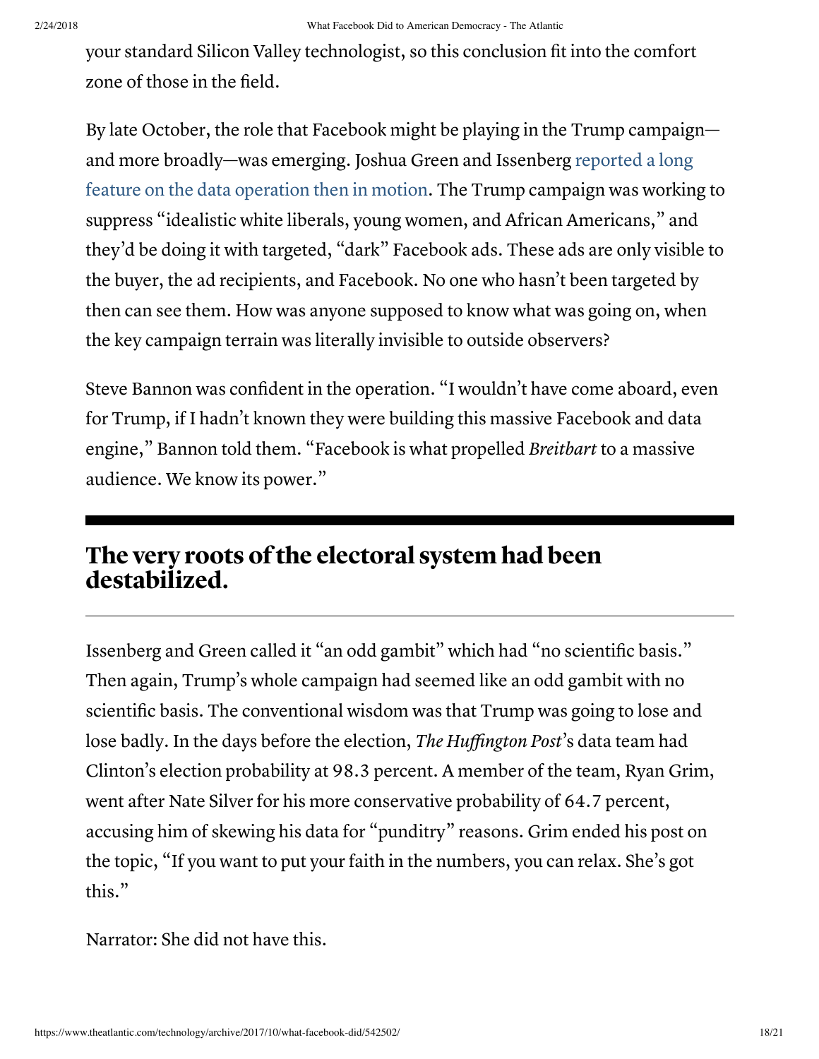your standard Silicon Valley technologist, so this conclusion fit into the comfort zone of those in the field.

By late October, the role that Facebook might be playing in the Trump campaign—and more broadly—was emerging. Joshua Green and Issenberg reported a long feature on the data operation then in motion. The Trump campaign was working to suppress "idealistic white liberals, young women, and African Americans," and they'd be doing it with targeted, "dark" Facebook ads. These ads are only visible to the buyer, the ad recipients, and Facebook. No one who hasn't been targeted by then can see them. How was anyone supposed to know what was going on, when the key campaign terrain was literally invisible to outside observers?

Steve Bannon was confident in the operation. "I wouldn't have come aboard, even for Trump, if I hadn't known they were building this massive Facebook and data engine," Bannon told them. "Facebook is what propelled *Breitbart* to a massive audience. We know its power."

## The very roots of the electoral system had been destabilized.

Issenberg and Green called it "an odd gambit" which had "no scientific basis." Then again, Trump's whole campaign had seemed like an odd gambit with no scientific basis. The conventional wisdom was that Trump was going to lose and lose badly. In the days before the election, *The Huffington Post*'s data team had Clinton's election probability at 98.3 percent. A member of the team, Ryan Grim, went after Nate Silver for his more conservative probability of 64.7 percent, accusing him of skewing his data for "punditry" reasons. Grim ended his post on the topic, "If you want to put your faith in the numbers, you can relax. She's got this."

Narrator: She did not have this.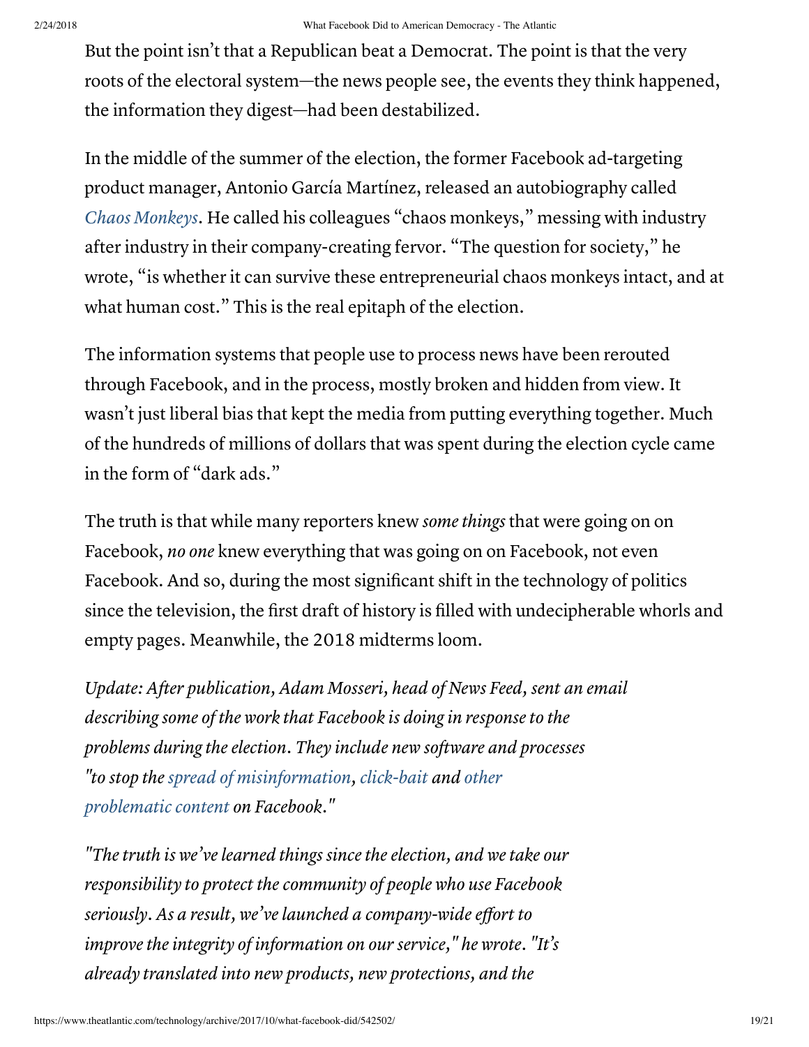But the point isn't that a Republican beat a Democrat. The point is that the very roots of the electoral system—the news people see, the events they think happened, the information they digest—had been destabilized.

In the middle of the summer of the election, the former Facebook ad-targeting product manager, Antonio García Martínez, released an autobiography called *Chaos Monkeys*. He called his colleagues "chaos monkeys," messing with industry after industry in their company-creating fervor. "The question for society," he wrote, "is whether it can survive these entrepreneurial chaos monkeys intact, and at what human cost." This is the real epitaph of the election.

The information systems that people use to process news have been rerouted through Facebook, and in the process, mostly broken and hidden from view. It wasn't just liberal bias that kept the media from putting everything together. Much of the hundreds of millions of dollars that was spent during the election cycle came in the form of "dark ads."

The truth is that while many reporters knew *some things* that were going on on Facebook, *no one* knew everything that was going on on Facebook, not even Facebook. And so, during the most significant shift in the technology of politics since the television, the first draft of history is filled with undecipherable whorls and empty pages. Meanwhile, the 2018 midterms loom.

*Update: After publication, Adam Mosseri, head of News Feed, sent an email describing some of the work that Facebook is doing in response to the problems during the election. They include new software and processes "to stop the spread of misinformation, click-bait and other problematic content on Facebook."*

*"The truth is we've learned things since the election, and we take our responsibility to protect the community of people who use Facebook seriously. As a result, we've launched a company-wide effort to improve the integrity of information on our service," he wrote. "It's already translated into new products, new protections, and the*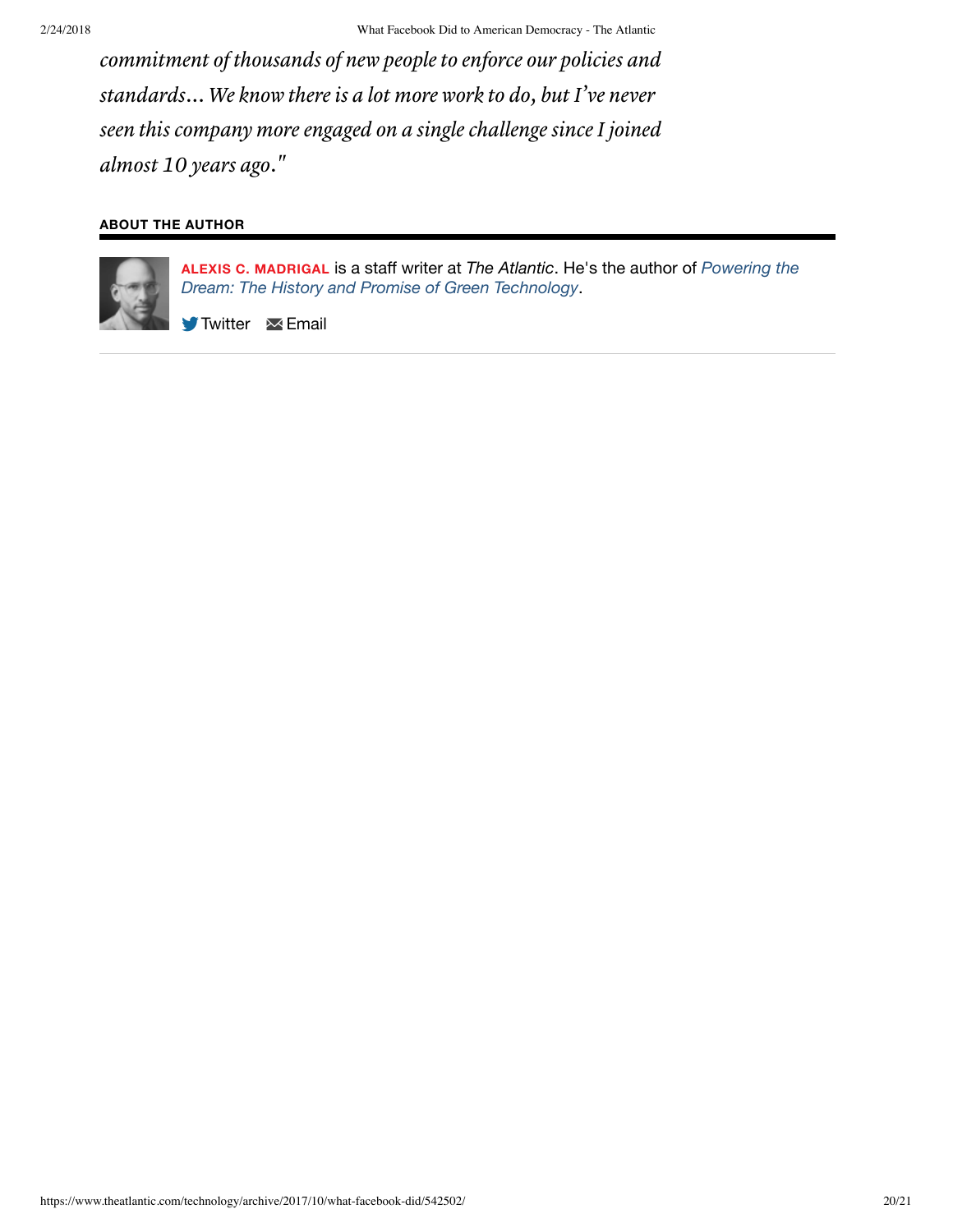*commitment of thousands of new people to enforce our policies and standards… We know there is a lot more work to do, but I've never seen this company more engaged on a single challenge since I joined almost 10 years ago."*

#### ABOUT THE AUTHOR

**ALEXIS C. MADRIGAL** is a staff writer at *The Atlantic*. He's the author of *Powering the Dream: The History and Promise of Green Technology*.

Twitter Email